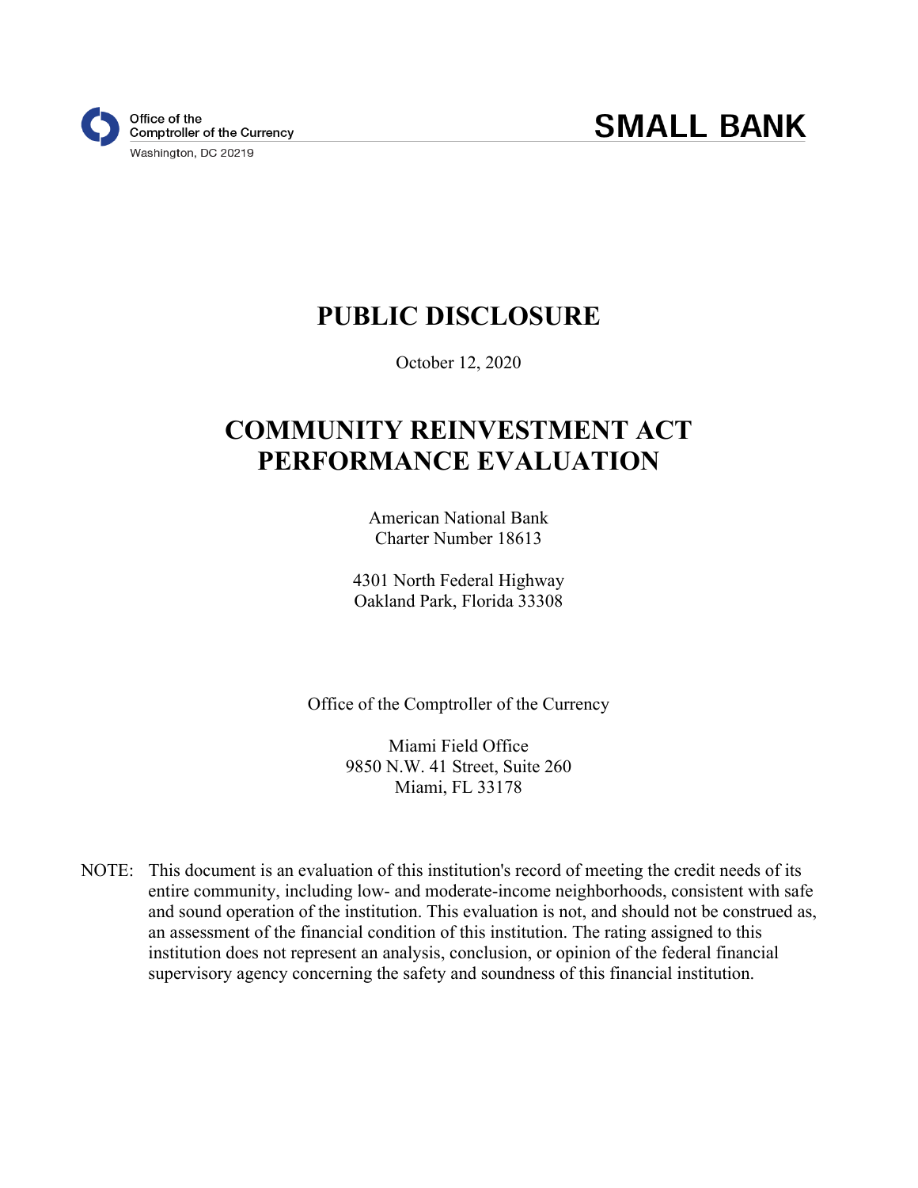Office of the
Comptroller of the Currency
Washington, DC 20219

**SMALL BANK**

# PUBLIC DISCLOSURE

October 12, 2020

# COMMUNITY REINVESTMENT ACT PERFORMANCE EVALUATION

American National Bank
Charter Number 18613

4301 North Federal Highway
Oakland Park, Florida 33308

Office of the Comptroller of the Currency

Miami Field Office
9850 N.W. 41 Street, Suite 260
Miami, FL 33178

NOTE: This document is an evaluation of this institution's record of meeting the credit needs of its entire community, including low- and moderate-income neighborhoods, consistent with safe and sound operation of the institution. This evaluation is not, and should not be construed as, an assessment of the financial condition of this institution. The rating assigned to this institution does not represent an analysis, conclusion, or opinion of the federal financial supervisory agency concerning the safety and soundness of this financial institution.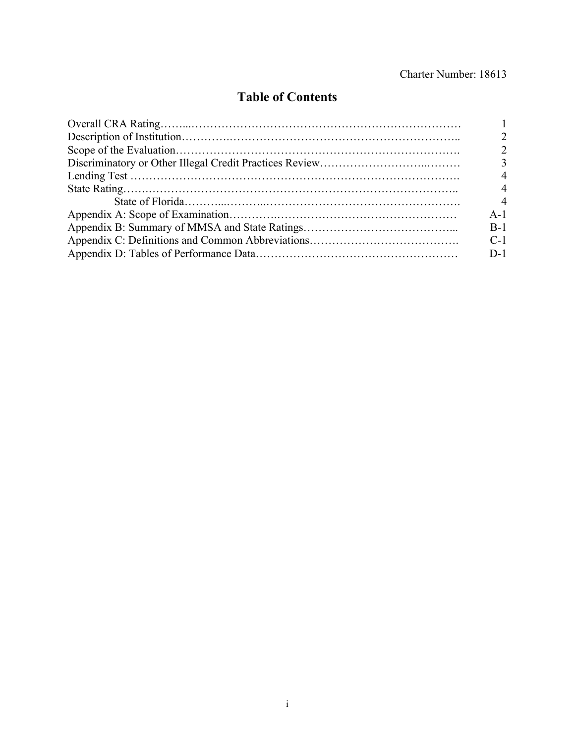Charter Number: 18613

# Table of Contents

| | |
|---|---|
| Overall CRA Rating | 1 |
| Description of Institution | 2 |
| Scope of the Evaluation | 2 |
| Discriminatory or Other Illegal Credit Practices Review | 3 |
| Lending Test | 4 |
| State Rating | 4 |
| State of Florida | 4 |
| Appendix A: Scope of Examination | A-1 |
| Appendix B: Summary of MMSA and State Ratings | B-1 |
| Appendix C: Definitions and Common Abbreviations | C-1 |
| Appendix D: Tables of Performance Data | D-1 |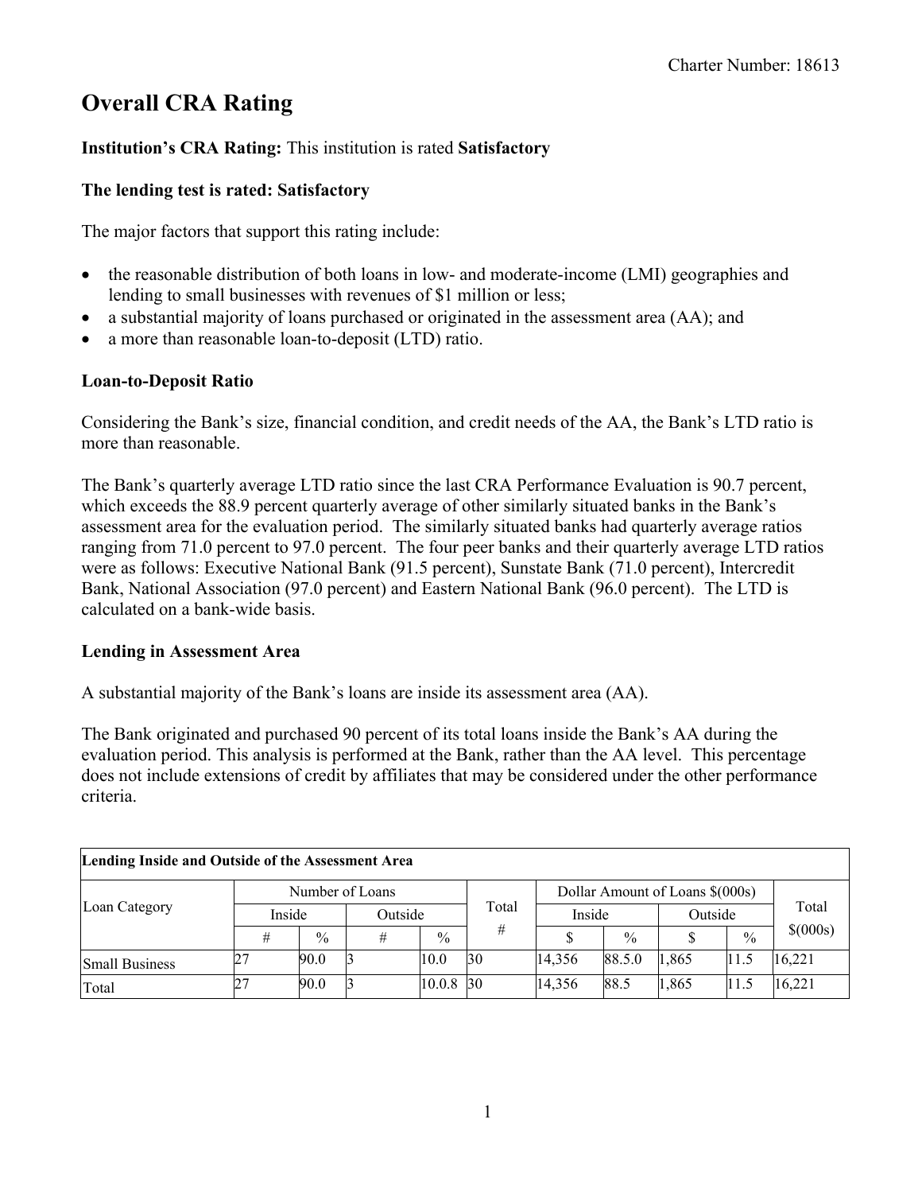# Overall CRA Rating

**Institution's CRA Rating:** This institution is rated **Satisfactory**

**The lending test is rated: Satisfactory**

The major factors that support this rating include:

- the reasonable distribution of both loans in low- and moderate-income (LMI) geographies and lending to small businesses with revenues of $1 million or less;
- a substantial majority of loans purchased or originated in the assessment area (AA); and
- a more than reasonable loan-to-deposit (LTD) ratio.

**Loan-to-Deposit Ratio**

Considering the Bank's size, financial condition, and credit needs of the AA, the Bank's LTD ratio is more than reasonable.

The Bank's quarterly average LTD ratio since the last CRA Performance Evaluation is 90.7 percent, which exceeds the 88.9 percent quarterly average of other similarly situated banks in the Bank's assessment area for the evaluation period. The similarly situated banks had quarterly average ratios ranging from 71.0 percent to 97.0 percent. The four peer banks and their quarterly average LTD ratios were as follows: Executive National Bank (91.5 percent), Sunstate Bank (71.0 percent), Intercredit Bank, National Association (97.0 percent) and Eastern National Bank (96.0 percent). The LTD is calculated on a bank-wide basis.

**Lending in Assessment Area**

A substantial majority of the Bank's loans are inside its assessment area (AA).

The Bank originated and purchased 90 percent of its total loans inside the Bank's AA during the evaluation period. This analysis is performed at the Bank, rather than the AA level. This percentage does not include extensions of credit by affiliates that may be considered under the other performance criteria.

| **Lending Inside and Outside of the Assessment Area** | | | | | | | | | | |
|---|---|---|---|---|---|---|---|---|---|---|
| Loan Category | Number of Loans | | | | Total | Dollar Amount of Loans $(000s) | | | | Total |
| | Inside | | Outside | | # | Inside | | Outside | | $(000s) |
| | # | % | # | % | | $ | % | $ | % | |
| Small Business | 27 | 90.0 | 3 | 10.0 | 30 | 14,356 | 88.5.0 | 1,865 | 11.5 | 16,221 |
| Total | 27 | 90.0 | 3 | 10.0.8 | 30 | 14,356 | 88.5 | 1,865 | 11.5 | 16,221 |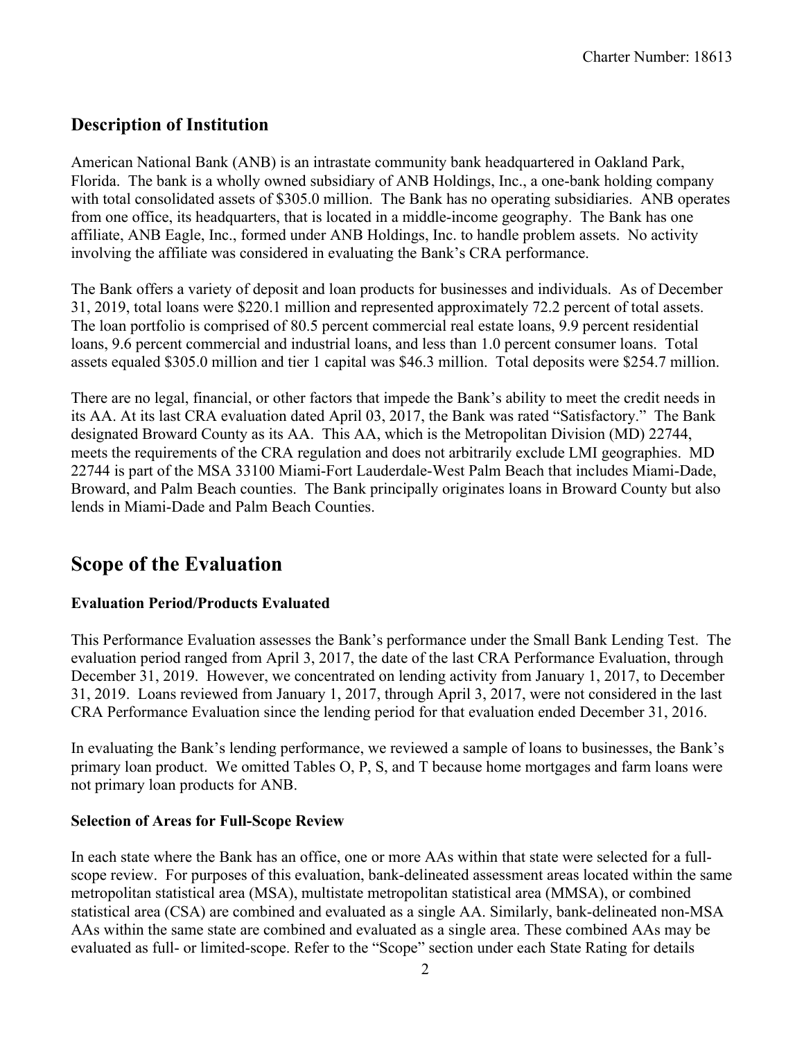## Description of Institution

American National Bank (ANB) is an intrastate community bank headquartered in Oakland Park, Florida. The bank is a wholly owned subsidiary of ANB Holdings, Inc., a one-bank holding company with total consolidated assets of $305.0 million. The Bank has no operating subsidiaries. ANB operates from one office, its headquarters, that is located in a middle-income geography. The Bank has one affiliate, ANB Eagle, Inc., formed under ANB Holdings, Inc. to handle problem assets. No activity involving the affiliate was considered in evaluating the Bank's CRA performance.

The Bank offers a variety of deposit and loan products for businesses and individuals. As of December 31, 2019, total loans were $220.1 million and represented approximately 72.2 percent of total assets. The loan portfolio is comprised of 80.5 percent commercial real estate loans, 9.9 percent residential loans, 9.6 percent commercial and industrial loans, and less than 1.0 percent consumer loans. Total assets equaled $305.0 million and tier 1 capital was $46.3 million. Total deposits were $254.7 million.

There are no legal, financial, or other factors that impede the Bank's ability to meet the credit needs in its AA. At its last CRA evaluation dated April 03, 2017, the Bank was rated "Satisfactory." The Bank designated Broward County as its AA. This AA, which is the Metropolitan Division (MD) 22744, meets the requirements of the CRA regulation and does not arbitrarily exclude LMI geographies. MD 22744 is part of the MSA 33100 Miami-Fort Lauderdale-West Palm Beach that includes Miami-Dade, Broward, and Palm Beach counties. The Bank principally originates loans in Broward County but also lends in Miami-Dade and Palm Beach Counties.

# Scope of the Evaluation

### Evaluation Period/Products Evaluated

This Performance Evaluation assesses the Bank's performance under the Small Bank Lending Test. The evaluation period ranged from April 3, 2017, the date of the last CRA Performance Evaluation, through December 31, 2019. However, we concentrated on lending activity from January 1, 2017, to December 31, 2019. Loans reviewed from January 1, 2017, through April 3, 2017, were not considered in the last CRA Performance Evaluation since the lending period for that evaluation ended December 31, 2016.

In evaluating the Bank's lending performance, we reviewed a sample of loans to businesses, the Bank's primary loan product. We omitted Tables O, P, S, and T because home mortgages and farm loans were not primary loan products for ANB.

### Selection of Areas for Full-Scope Review

In each state where the Bank has an office, one or more AAs within that state were selected for a full-scope review. For purposes of this evaluation, bank-delineated assessment areas located within the same metropolitan statistical area (MSA), multistate metropolitan statistical area (MMSA), or combined statistical area (CSA) are combined and evaluated as a single AA. Similarly, bank-delineated non-MSA AAs within the same state are combined and evaluated as a single area. These combined AAs may be evaluated as full- or limited-scope. Refer to the "Scope" section under each State Rating for details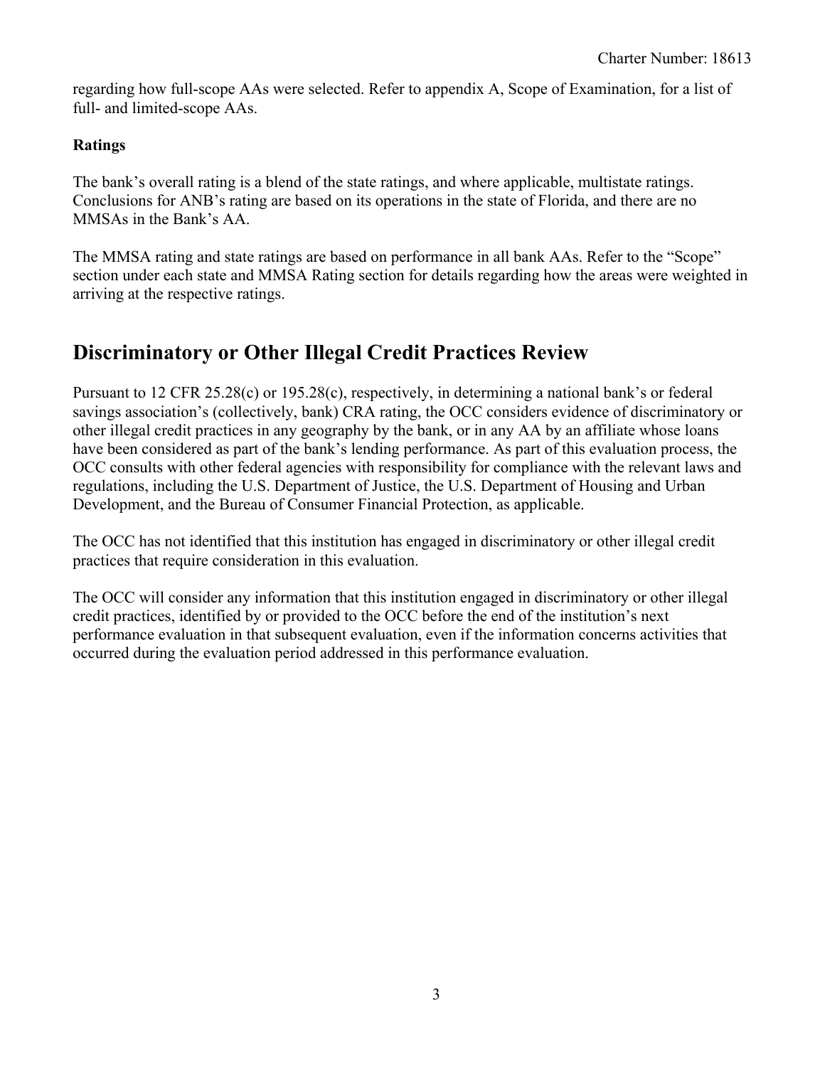regarding how full-scope AAs were selected. Refer to appendix A, Scope of Examination, for a list of full- and limited-scope AAs.

**Ratings**

The bank's overall rating is a blend of the state ratings, and where applicable, multistate ratings. Conclusions for ANB's rating are based on its operations in the state of Florida, and there are no MMSAs in the Bank's AA.

The MMSA rating and state ratings are based on performance in all bank AAs. Refer to the "Scope" section under each state and MMSA Rating section for details regarding how the areas were weighted in arriving at the respective ratings.

## Discriminatory or Other Illegal Credit Practices Review

Pursuant to 12 CFR 25.28(c) or 195.28(c), respectively, in determining a national bank's or federal savings association's (collectively, bank) CRA rating, the OCC considers evidence of discriminatory or other illegal credit practices in any geography by the bank, or in any AA by an affiliate whose loans have been considered as part of the bank's lending performance. As part of this evaluation process, the OCC consults with other federal agencies with responsibility for compliance with the relevant laws and regulations, including the U.S. Department of Justice, the U.S. Department of Housing and Urban Development, and the Bureau of Consumer Financial Protection, as applicable.

The OCC has not identified that this institution has engaged in discriminatory or other illegal credit practices that require consideration in this evaluation.

The OCC will consider any information that this institution engaged in discriminatory or other illegal credit practices, identified by or provided to the OCC before the end of the institution's next performance evaluation in that subsequent evaluation, even if the information concerns activities that occurred during the evaluation period addressed in this performance evaluation.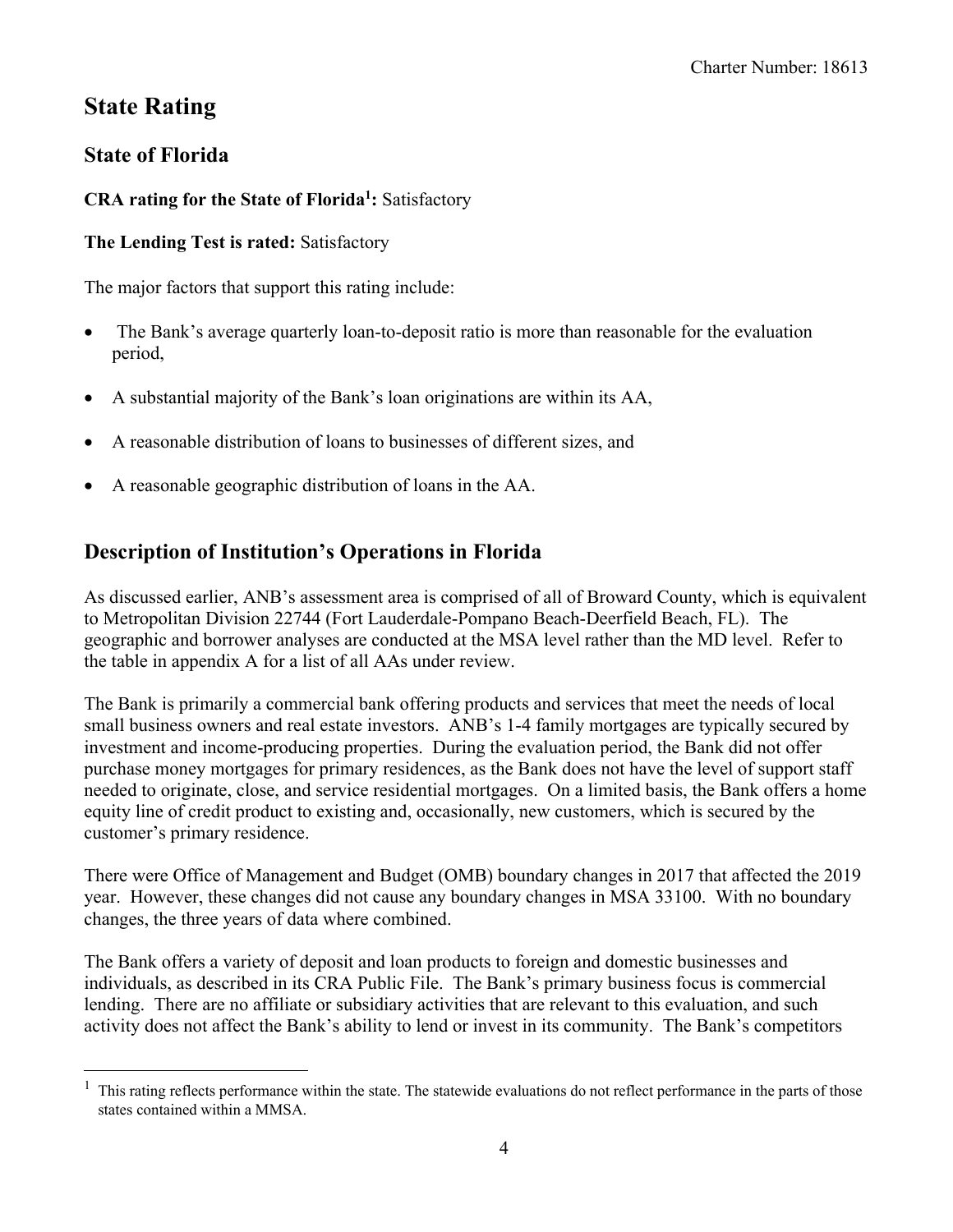# State Rating

## State of Florida

**CRA rating for the State of Florida[1]:** Satisfactory

**The Lending Test is rated:** Satisfactory

The major factors that support this rating include:

- The Bank's average quarterly loan-to-deposit ratio is more than reasonable for the evaluation period,
- A substantial majority of the Bank's loan originations are within its AA,
- A reasonable distribution of loans to businesses of different sizes, and
- A reasonable geographic distribution of loans in the AA.

## Description of Institution's Operations in Florida

As discussed earlier, ANB's assessment area is comprised of all of Broward County, which is equivalent to Metropolitan Division 22744 (Fort Lauderdale-Pompano Beach-Deerfield Beach, FL). The geographic and borrower analyses are conducted at the MSA level rather than the MD level. Refer to the table in appendix A for a list of all AAs under review.

The Bank is primarily a commercial bank offering products and services that meet the needs of local small business owners and real estate investors. ANB's 1-4 family mortgages are typically secured by investment and income-producing properties. During the evaluation period, the Bank did not offer purchase money mortgages for primary residences, as the Bank does not have the level of support staff needed to originate, close, and service residential mortgages. On a limited basis, the Bank offers a home equity line of credit product to existing and, occasionally, new customers, which is secured by the customer's primary residence.

There were Office of Management and Budget (OMB) boundary changes in 2017 that affected the 2019 year. However, these changes did not cause any boundary changes in MSA 33100. With no boundary changes, the three years of data where combined.

The Bank offers a variety of deposit and loan products to foreign and domestic businesses and individuals, as described in its CRA Public File. The Bank's primary business focus is commercial lending. There are no affiliate or subsidiary activities that are relevant to this evaluation, and such activity does not affect the Bank's ability to lend or invest in its community. The Bank's competitors

---

[1] This rating reflects performance within the state. The statewide evaluations do not reflect performance in the parts of those states contained within a MMSA.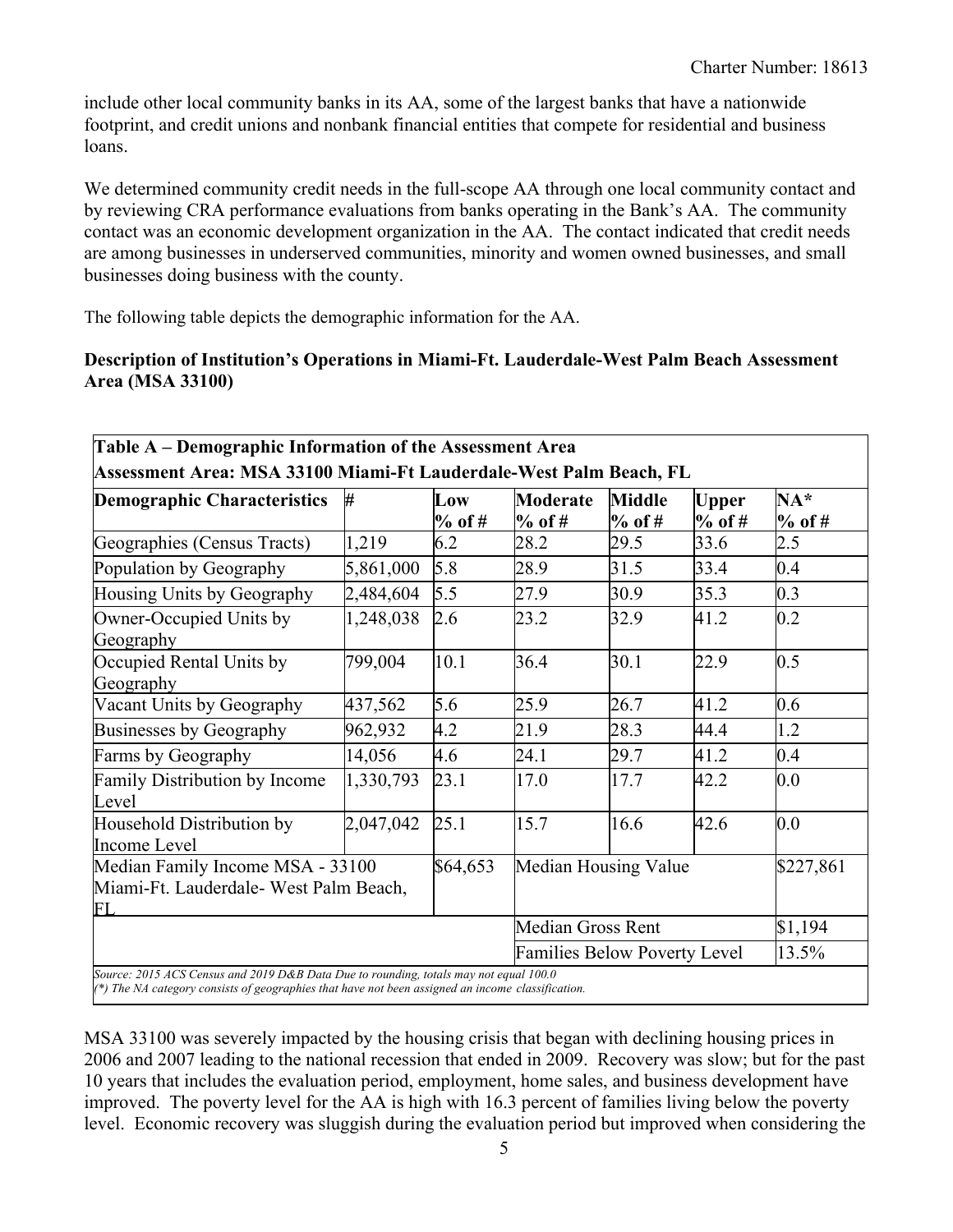include other local community banks in its AA, some of the largest banks that have a nationwide footprint, and credit unions and nonbank financial entities that compete for residential and business loans.

We determined community credit needs in the full-scope AA through one local community contact and by reviewing CRA performance evaluations from banks operating in the Bank's AA. The community contact was an economic development organization in the AA. The contact indicated that credit needs are among businesses in underserved communities, minority and women owned businesses, and small businesses doing business with the county.

The following table depicts the demographic information for the AA.

**Description of Institution's Operations in Miami-Ft. Lauderdale-West Palm Beach Assessment Area (MSA 33100)**

| Table A – Demographic Information of the Assessment Area<br>Assessment Area: MSA 33100 Miami-Ft Lauderdale-West Palm Beach, FL | | | | | | |
|---|---|---|---|---|---|---|
| **Demographic Characteristics** | **#** | **Low % of #** | **Moderate % of #** | **Middle % of #** | **Upper % of #** | **NA* % of #** |
| Geographies (Census Tracts) | 1,219 | 6.2 | 28.2 | 29.5 | 33.6 | 2.5 |
| Population by Geography | 5,861,000 | 5.8 | 28.9 | 31.5 | 33.4 | 0.4 |
| Housing Units by Geography | 2,484,604 | 5.5 | 27.9 | 30.9 | 35.3 | 0.3 |
| Owner-Occupied Units by Geography | 1,248,038 | 2.6 | 23.2 | 32.9 | 41.2 | 0.2 |
| Occupied Rental Units by Geography | 799,004 | 10.1 | 36.4 | 30.1 | 22.9 | 0.5 |
| Vacant Units by Geography | 437,562 | 5.6 | 25.9 | 26.7 | 41.2 | 0.6 |
| Businesses by Geography | 962,932 | 4.2 | 21.9 | 28.3 | 44.4 | 1.2 |
| Farms by Geography | 14,056 | 4.6 | 24.1 | 29.7 | 41.2 | 0.4 |
| Family Distribution by Income Level | 1,330,793 | 23.1 | 17.0 | 17.7 | 42.2 | 0.0 |
| Household Distribution by Income Level | 2,047,042 | 25.1 | 15.7 | 16.6 | 42.6 | 0.0 |
| Median Family Income MSA - 33100 Miami-Ft. Lauderdale- West Palm Beach, FL | | $64,653 | Median Housing Value | | | $227,861 |
| | | | Median Gross Rent | | | $1,194 |
| | | | Families Below Poverty Level | | | 13.5% |

*Source: 2015 ACS Census and 2019 D&B Data Due to rounding, totals may not equal 100.0*
*(\*) The NA category consists of geographies that have not been assigned an income classification.*

MSA 33100 was severely impacted by the housing crisis that began with declining housing prices in 2006 and 2007 leading to the national recession that ended in 2009. Recovery was slow; but for the past 10 years that includes the evaluation period, employment, home sales, and business development have improved. The poverty level for the AA is high with 16.3 percent of families living below the poverty level. Economic recovery was sluggish during the evaluation period but improved when considering the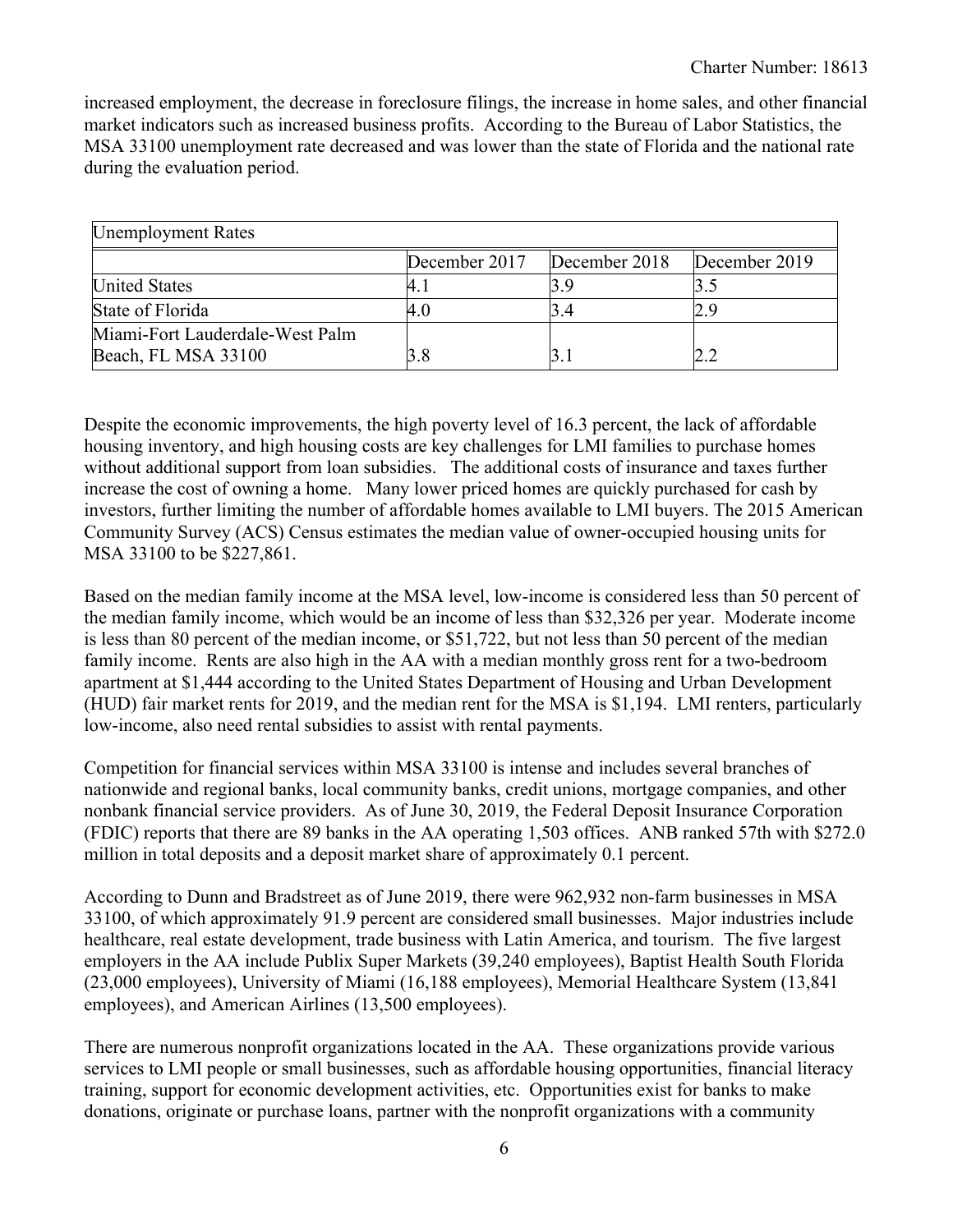increased employment, the decrease in foreclosure filings, the increase in home sales, and other financial market indicators such as increased business profits. According to the Bureau of Labor Statistics, the MSA 33100 unemployment rate decreased and was lower than the state of Florida and the national rate during the evaluation period.

| Unemployment Rates | | | |
|---|---|---|---|
| | December 2017 | December 2018 | December 2019 |
| United States | 4.1 | 3.9 | 3.5 |
| State of Florida | 4.0 | 3.4 | 2.9 |
| Miami-Fort Lauderdale-West Palm Beach, FL MSA 33100 | 3.8 | 3.1 | 2.2 |

Despite the economic improvements, the high poverty level of 16.3 percent, the lack of affordable housing inventory, and high housing costs are key challenges for LMI families to purchase homes without additional support from loan subsidies. The additional costs of insurance and taxes further increase the cost of owning a home. Many lower priced homes are quickly purchased for cash by investors, further limiting the number of affordable homes available to LMI buyers. The 2015 American Community Survey (ACS) Census estimates the median value of owner-occupied housing units for MSA 33100 to be $227,861.

Based on the median family income at the MSA level, low-income is considered less than 50 percent of the median family income, which would be an income of less than $32,326 per year. Moderate income is less than 80 percent of the median income, or $51,722, but not less than 50 percent of the median family income. Rents are also high in the AA with a median monthly gross rent for a two-bedroom apartment at $1,444 according to the United States Department of Housing and Urban Development (HUD) fair market rents for 2019, and the median rent for the MSA is $1,194. LMI renters, particularly low-income, also need rental subsidies to assist with rental payments.

Competition for financial services within MSA 33100 is intense and includes several branches of nationwide and regional banks, local community banks, credit unions, mortgage companies, and other nonbank financial service providers. As of June 30, 2019, the Federal Deposit Insurance Corporation (FDIC) reports that there are 89 banks in the AA operating 1,503 offices. ANB ranked 57th with $272.0 million in total deposits and a deposit market share of approximately 0.1 percent.

According to Dunn and Bradstreet as of June 2019, there were 962,932 non-farm businesses in MSA 33100, of which approximately 91.9 percent are considered small businesses. Major industries include healthcare, real estate development, trade business with Latin America, and tourism. The five largest employers in the AA include Publix Super Markets (39,240 employees), Baptist Health South Florida (23,000 employees), University of Miami (16,188 employees), Memorial Healthcare System (13,841 employees), and American Airlines (13,500 employees).

There are numerous nonprofit organizations located in the AA. These organizations provide various services to LMI people or small businesses, such as affordable housing opportunities, financial literacy training, support for economic development activities, etc. Opportunities exist for banks to make donations, originate or purchase loans, partner with the nonprofit organizations with a community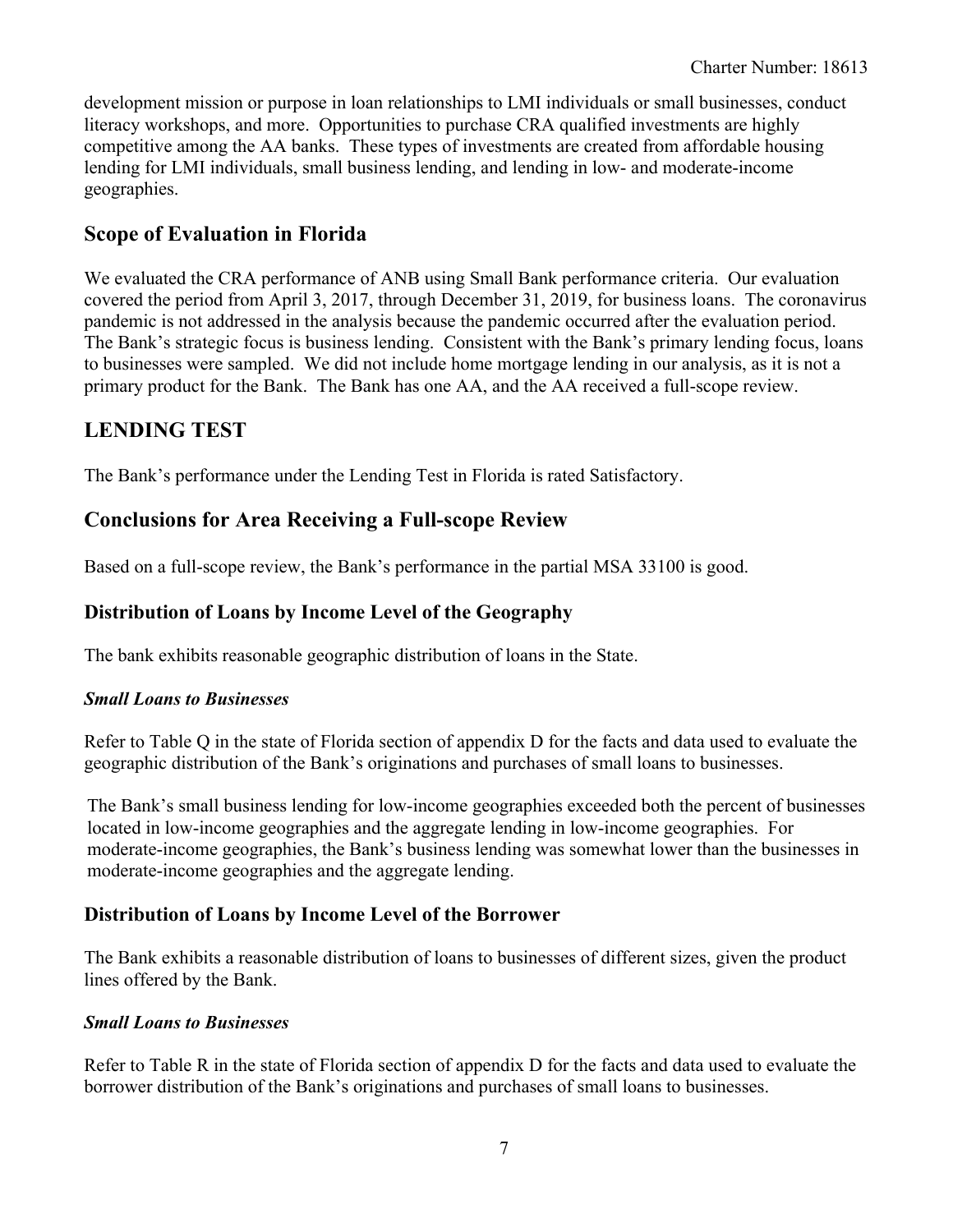development mission or purpose in loan relationships to LMI individuals or small businesses, conduct literacy workshops, and more. Opportunities to purchase CRA qualified investments are highly competitive among the AA banks. These types of investments are created from affordable housing lending for LMI individuals, small business lending, and lending in low- and moderate-income geographies.

## Scope of Evaluation in Florida

We evaluated the CRA performance of ANB using Small Bank performance criteria. Our evaluation covered the period from April 3, 2017, through December 31, 2019, for business loans. The coronavirus pandemic is not addressed in the analysis because the pandemic occurred after the evaluation period. The Bank's strategic focus is business lending. Consistent with the Bank's primary lending focus, loans to businesses were sampled. We did not include home mortgage lending in our analysis, as it is not a primary product for the Bank. The Bank has one AA, and the AA received a full-scope review.

## LENDING TEST

The Bank's performance under the Lending Test in Florida is rated Satisfactory.

## Conclusions for Area Receiving a Full-scope Review

Based on a full-scope review, the Bank's performance in the partial MSA 33100 is good.

### Distribution of Loans by Income Level of the Geography

The bank exhibits reasonable geographic distribution of loans in the State.

***Small Loans to Businesses***

Refer to Table Q in the state of Florida section of appendix D for the facts and data used to evaluate the geographic distribution of the Bank's originations and purchases of small loans to businesses.

The Bank's small business lending for low-income geographies exceeded both the percent of businesses located in low-income geographies and the aggregate lending in low-income geographies. For moderate-income geographies, the Bank's business lending was somewhat lower than the businesses in moderate-income geographies and the aggregate lending.

### Distribution of Loans by Income Level of the Borrower

The Bank exhibits a reasonable distribution of loans to businesses of different sizes, given the product lines offered by the Bank.

***Small Loans to Businesses***

Refer to Table R in the state of Florida section of appendix D for the facts and data used to evaluate the borrower distribution of the Bank's originations and purchases of small loans to businesses.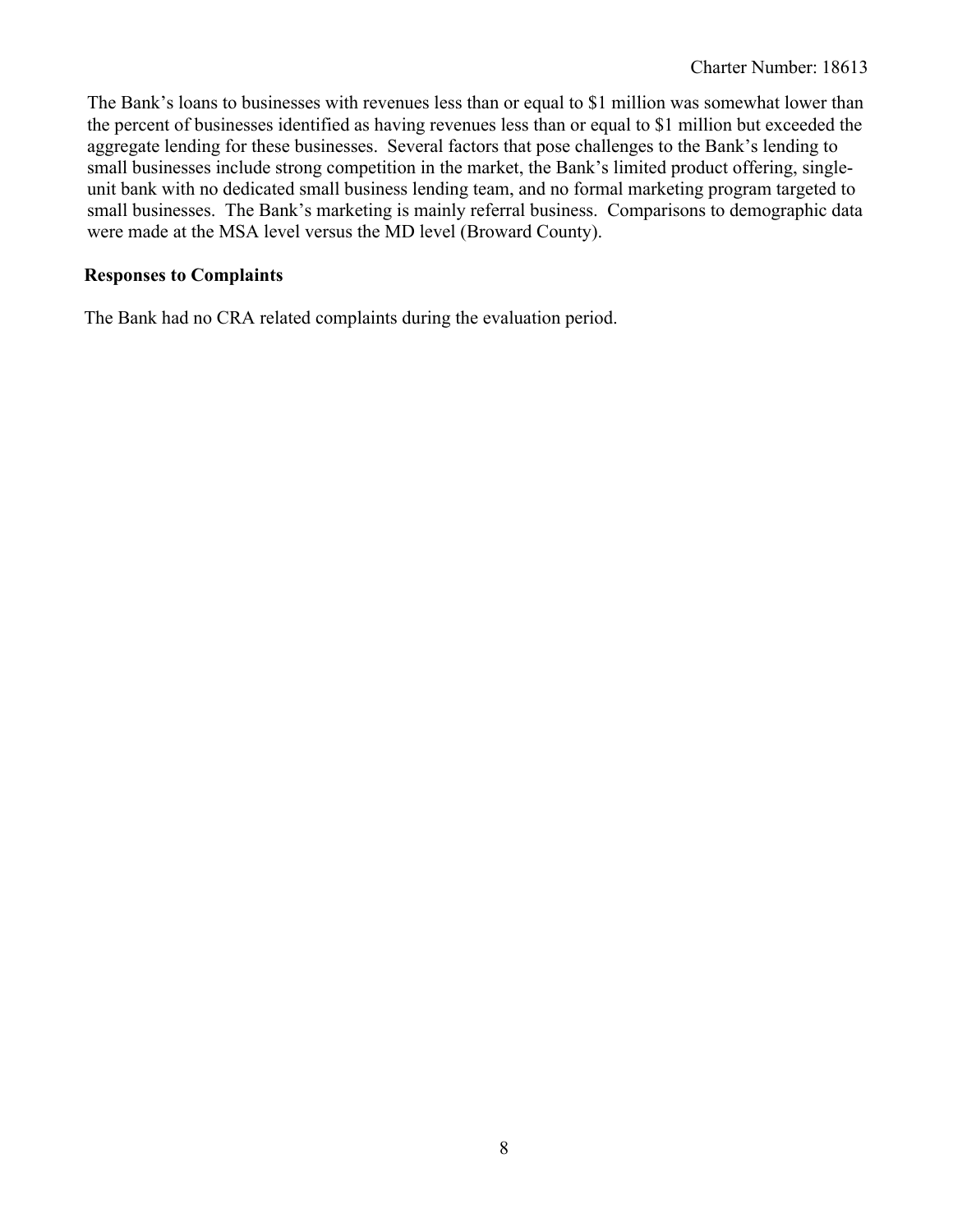The Bank's loans to businesses with revenues less than or equal to $1 million was somewhat lower than the percent of businesses identified as having revenues less than or equal to $1 million but exceeded the aggregate lending for these businesses. Several factors that pose challenges to the Bank's lending to small businesses include strong competition in the market, the Bank's limited product offering, single-unit bank with no dedicated small business lending team, and no formal marketing program targeted to small businesses. The Bank's marketing is mainly referral business. Comparisons to demographic data were made at the MSA level versus the MD level (Broward County).

**Responses to Complaints**

The Bank had no CRA related complaints during the evaluation period.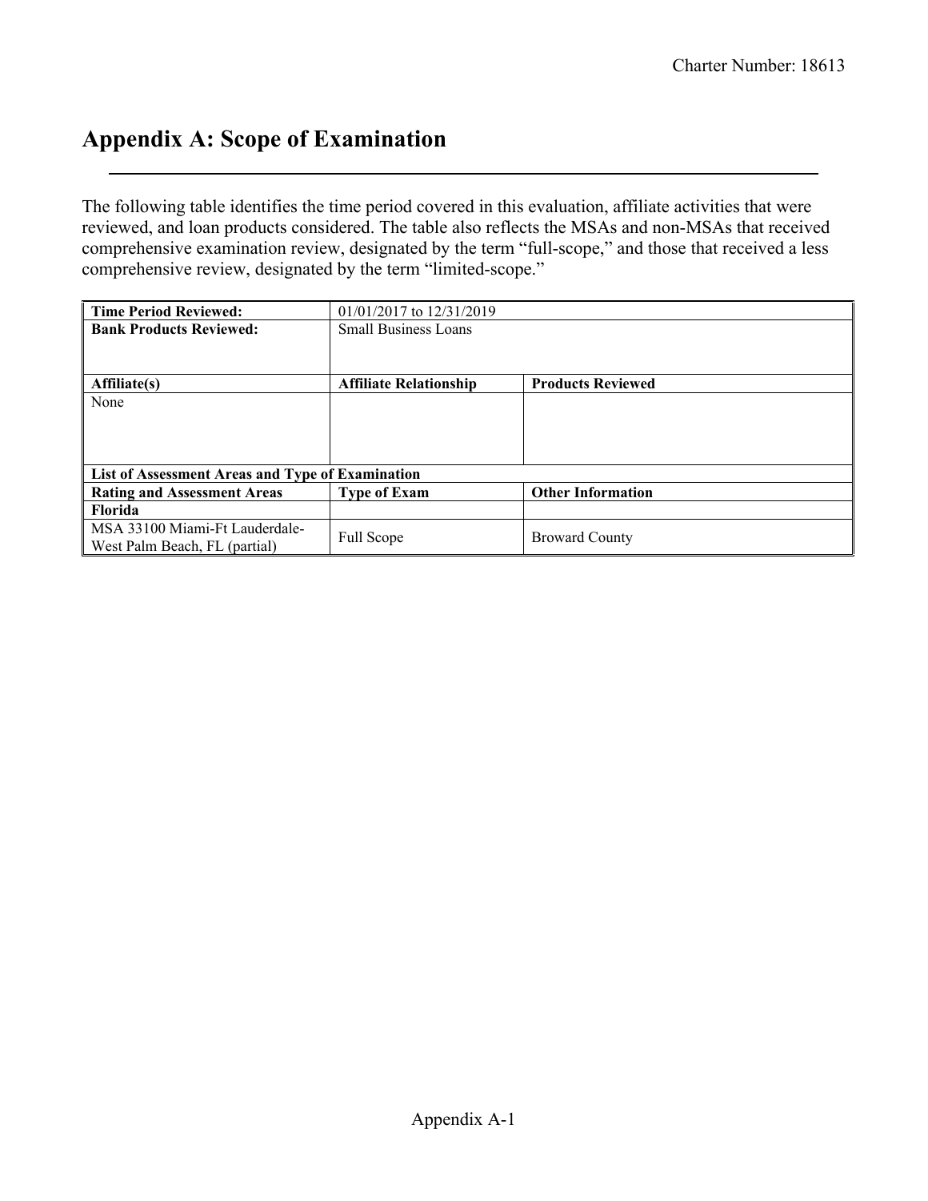# Appendix A: Scope of Examination

The following table identifies the time period covered in this evaluation, affiliate activities that were reviewed, and loan products considered. The table also reflects the MSAs and non-MSAs that received comprehensive examination review, designated by the term "full-scope," and those that received a less comprehensive review, designated by the term "limited-scope."

| **Time Period Reviewed:** | 01/01/2017 to 12/31/2019 | |
|---|---|---|
| **Bank Products Reviewed:** | Small Business Loans | |
| **Affiliate(s)** | **Affiliate Relationship** | **Products Reviewed** |
| None | | |
| **List of Assessment Areas and Type of Examination** | | |
| **Rating and Assessment Areas** | **Type of Exam** | **Other Information** |
| **Florida** | | |
| MSA 33100 Miami-Ft Lauderdale-West Palm Beach, FL (partial) | Full Scope | Broward County |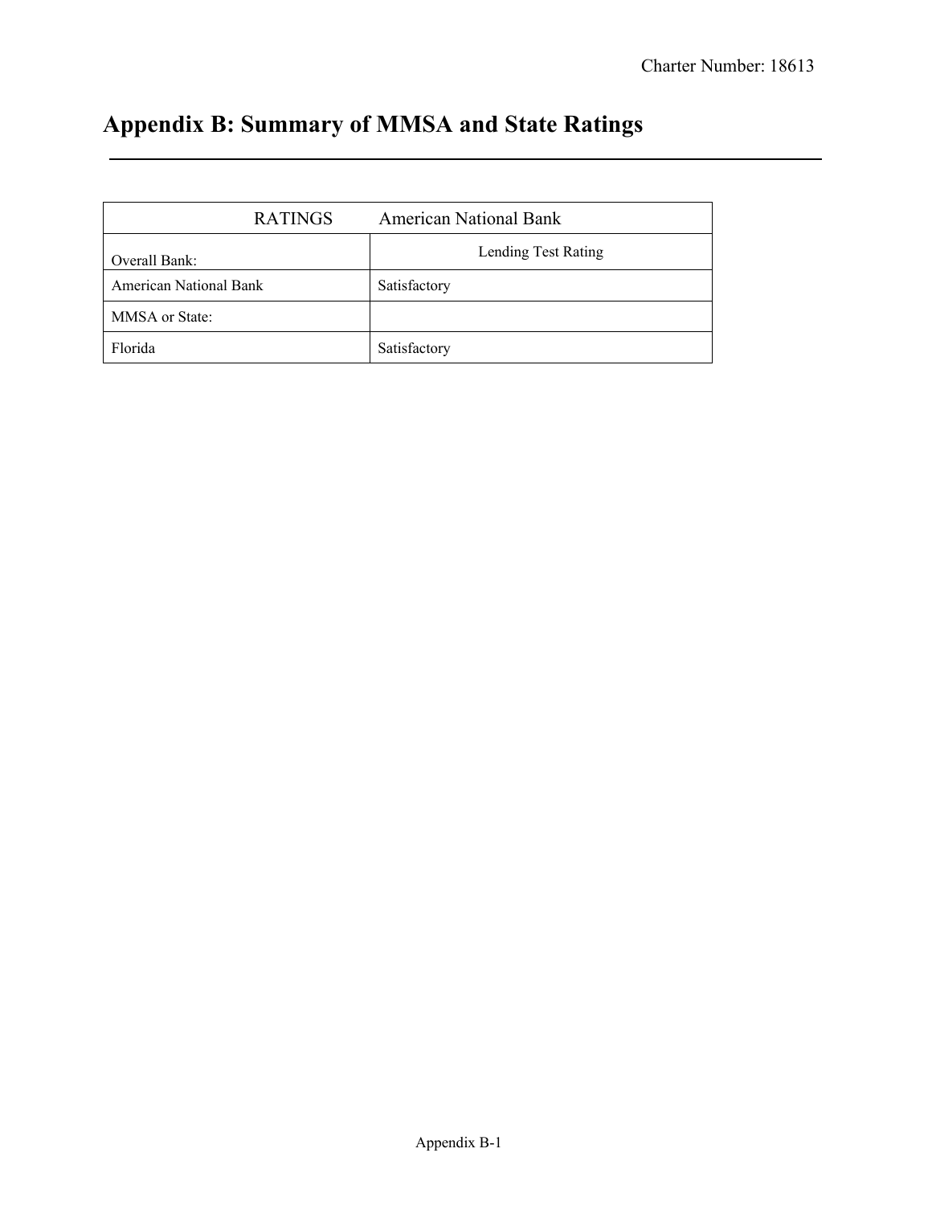# Appendix B: Summary of MMSA and State Ratings

| RATINGS American National Bank | |
|---|---|
| Overall Bank: | Lending Test Rating |
| American National Bank | Satisfactory |
| MMSA or State: | |
| Florida | Satisfactory |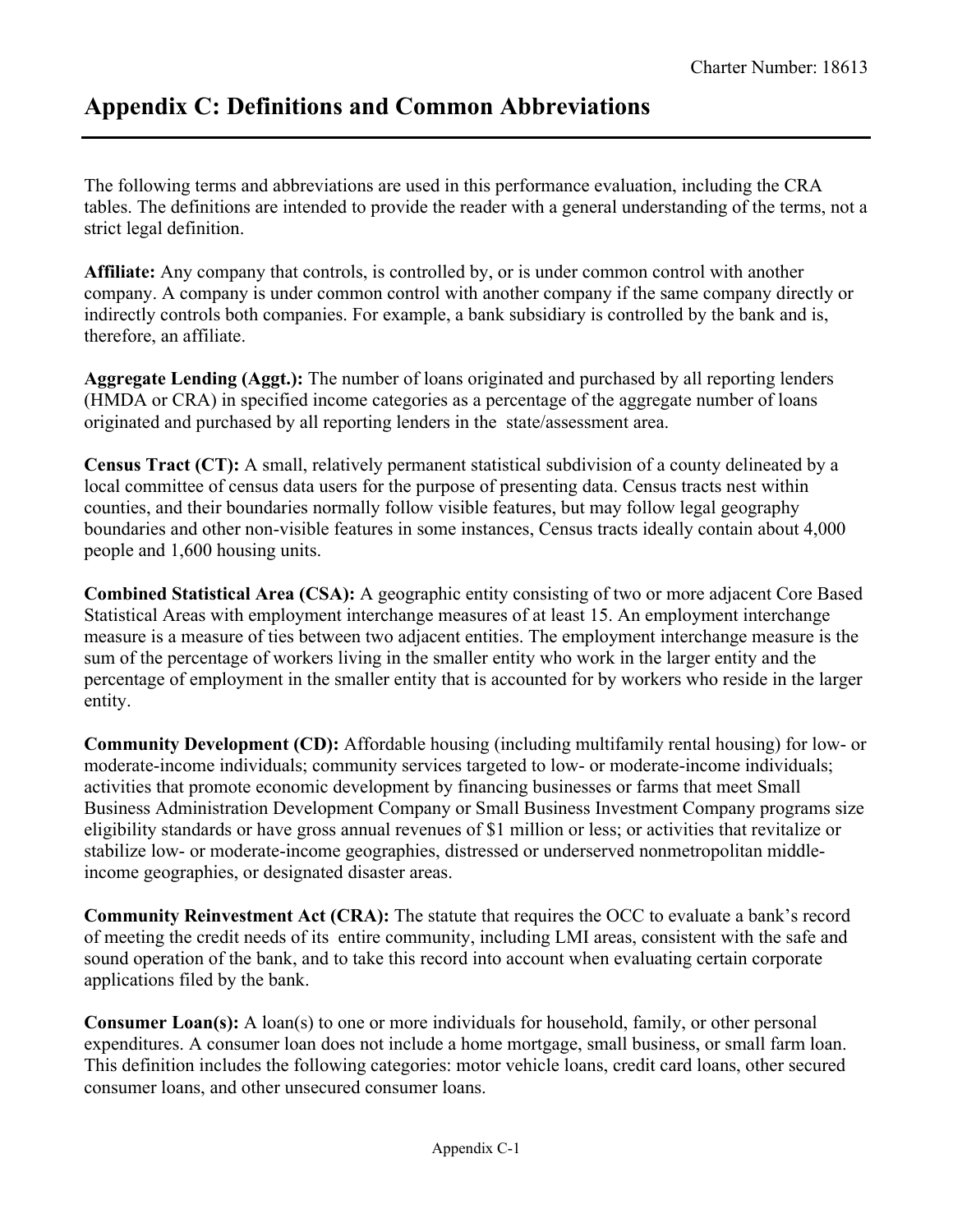# Appendix C: Definitions and Common Abbreviations

The following terms and abbreviations are used in this performance evaluation, including the CRA tables. The definitions are intended to provide the reader with a general understanding of the terms, not a strict legal definition.

**Affiliate:** Any company that controls, is controlled by, or is under common control with another company. A company is under common control with another company if the same company directly or indirectly controls both companies. For example, a bank subsidiary is controlled by the bank and is, therefore, an affiliate.

**Aggregate Lending (Aggt.):** The number of loans originated and purchased by all reporting lenders (HMDA or CRA) in specified income categories as a percentage of the aggregate number of loans originated and purchased by all reporting lenders in the state/assessment area.

**Census Tract (CT):** A small, relatively permanent statistical subdivision of a county delineated by a local committee of census data users for the purpose of presenting data. Census tracts nest within counties, and their boundaries normally follow visible features, but may follow legal geography boundaries and other non-visible features in some instances, Census tracts ideally contain about 4,000 people and 1,600 housing units.

**Combined Statistical Area (CSA):** A geographic entity consisting of two or more adjacent Core Based Statistical Areas with employment interchange measures of at least 15. An employment interchange measure is a measure of ties between two adjacent entities. The employment interchange measure is the sum of the percentage of workers living in the smaller entity who work in the larger entity and the percentage of employment in the smaller entity that is accounted for by workers who reside in the larger entity.

**Community Development (CD):** Affordable housing (including multifamily rental housing) for low- or moderate-income individuals; community services targeted to low- or moderate-income individuals; activities that promote economic development by financing businesses or farms that meet Small Business Administration Development Company or Small Business Investment Company programs size eligibility standards or have gross annual revenues of $1 million or less; or activities that revitalize or stabilize low- or moderate-income geographies, distressed or underserved nonmetropolitan middle-income geographies, or designated disaster areas.

**Community Reinvestment Act (CRA):** The statute that requires the OCC to evaluate a bank's record of meeting the credit needs of its entire community, including LMI areas, consistent with the safe and sound operation of the bank, and to take this record into account when evaluating certain corporate applications filed by the bank.

**Consumer Loan(s):** A loan(s) to one or more individuals for household, family, or other personal expenditures. A consumer loan does not include a home mortgage, small business, or small farm loan. This definition includes the following categories: motor vehicle loans, credit card loans, other secured consumer loans, and other unsecured consumer loans.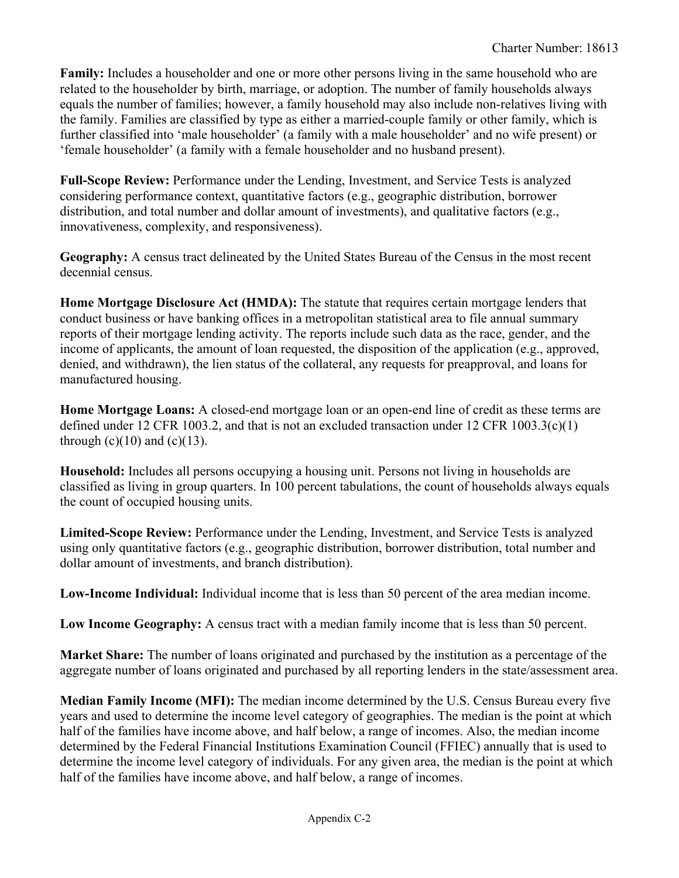**Family:** Includes a householder and one or more other persons living in the same household who are related to the householder by birth, marriage, or adoption. The number of family households always equals the number of families; however, a family household may also include non-relatives living with the family. Families are classified by type as either a married-couple family or other family, which is further classified into 'male householder' (a family with a male householder' and no wife present) or 'female householder' (a family with a female householder and no husband present).

**Full-Scope Review:** Performance under the Lending, Investment, and Service Tests is analyzed considering performance context, quantitative factors (e.g., geographic distribution, borrower distribution, and total number and dollar amount of investments), and qualitative factors (e.g., innovativeness, complexity, and responsiveness).

**Geography:** A census tract delineated by the United States Bureau of the Census in the most recent decennial census.

**Home Mortgage Disclosure Act (HMDA):** The statute that requires certain mortgage lenders that conduct business or have banking offices in a metropolitan statistical area to file annual summary reports of their mortgage lending activity. The reports include such data as the race, gender, and the income of applicants, the amount of loan requested, the disposition of the application (e.g., approved, denied, and withdrawn), the lien status of the collateral, any requests for preapproval, and loans for manufactured housing.

**Home Mortgage Loans:** A closed-end mortgage loan or an open-end line of credit as these terms are defined under 12 CFR 1003.2, and that is not an excluded transaction under 12 CFR 1003.3(c)(1) through (c)(10) and (c)(13).

**Household:** Includes all persons occupying a housing unit. Persons not living in households are classified as living in group quarters. In 100 percent tabulations, the count of households always equals the count of occupied housing units.

**Limited-Scope Review:** Performance under the Lending, Investment, and Service Tests is analyzed using only quantitative factors (e.g., geographic distribution, borrower distribution, total number and dollar amount of investments, and branch distribution).

**Low-Income Individual:** Individual income that is less than 50 percent of the area median income.

**Low Income Geography:** A census tract with a median family income that is less than 50 percent.

**Market Share:** The number of loans originated and purchased by the institution as a percentage of the aggregate number of loans originated and purchased by all reporting lenders in the state/assessment area.

**Median Family Income (MFI):** The median income determined by the U.S. Census Bureau every five years and used to determine the income level category of geographies. The median is the point at which half of the families have income above, and half below, a range of incomes. Also, the median income determined by the Federal Financial Institutions Examination Council (FFIEC) annually that is used to determine the income level category of individuals. For any given area, the median is the point at which half of the families have income above, and half below, a range of incomes.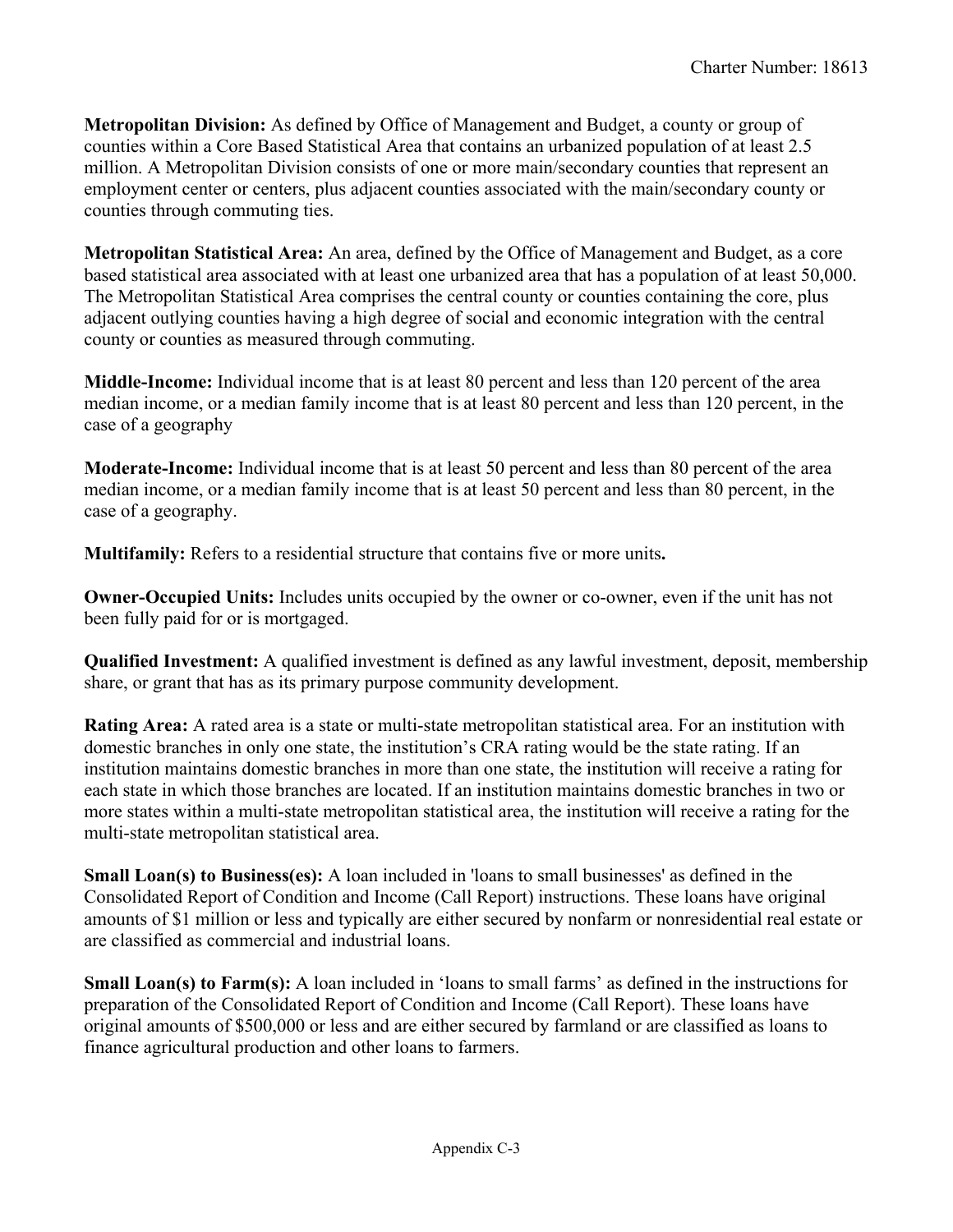**Metropolitan Division:** As defined by Office of Management and Budget, a county or group of counties within a Core Based Statistical Area that contains an urbanized population of at least 2.5 million. A Metropolitan Division consists of one or more main/secondary counties that represent an employment center or centers, plus adjacent counties associated with the main/secondary county or counties through commuting ties.

**Metropolitan Statistical Area:** An area, defined by the Office of Management and Budget, as a core based statistical area associated with at least one urbanized area that has a population of at least 50,000. The Metropolitan Statistical Area comprises the central county or counties containing the core, plus adjacent outlying counties having a high degree of social and economic integration with the central county or counties as measured through commuting.

**Middle-Income:** Individual income that is at least 80 percent and less than 120 percent of the area median income, or a median family income that is at least 80 percent and less than 120 percent, in the case of a geography

**Moderate-Income:** Individual income that is at least 50 percent and less than 80 percent of the area median income, or a median family income that is at least 50 percent and less than 80 percent, in the case of a geography.

**Multifamily:** Refers to a residential structure that contains five or more units**.**

**Owner-Occupied Units:** Includes units occupied by the owner or co-owner, even if the unit has not been fully paid for or is mortgaged.

**Qualified Investment:** A qualified investment is defined as any lawful investment, deposit, membership share, or grant that has as its primary purpose community development.

**Rating Area:** A rated area is a state or multi-state metropolitan statistical area. For an institution with domestic branches in only one state, the institution's CRA rating would be the state rating. If an institution maintains domestic branches in more than one state, the institution will receive a rating for each state in which those branches are located. If an institution maintains domestic branches in two or more states within a multi-state metropolitan statistical area, the institution will receive a rating for the multi-state metropolitan statistical area.

**Small Loan(s) to Business(es):** A loan included in 'loans to small businesses' as defined in the Consolidated Report of Condition and Income (Call Report) instructions. These loans have original amounts of $1 million or less and typically are either secured by nonfarm or nonresidential real estate or are classified as commercial and industrial loans.

**Small Loan(s) to Farm(s):** A loan included in 'loans to small farms' as defined in the instructions for preparation of the Consolidated Report of Condition and Income (Call Report). These loans have original amounts of $500,000 or less and are either secured by farmland or are classified as loans to finance agricultural production and other loans to farmers.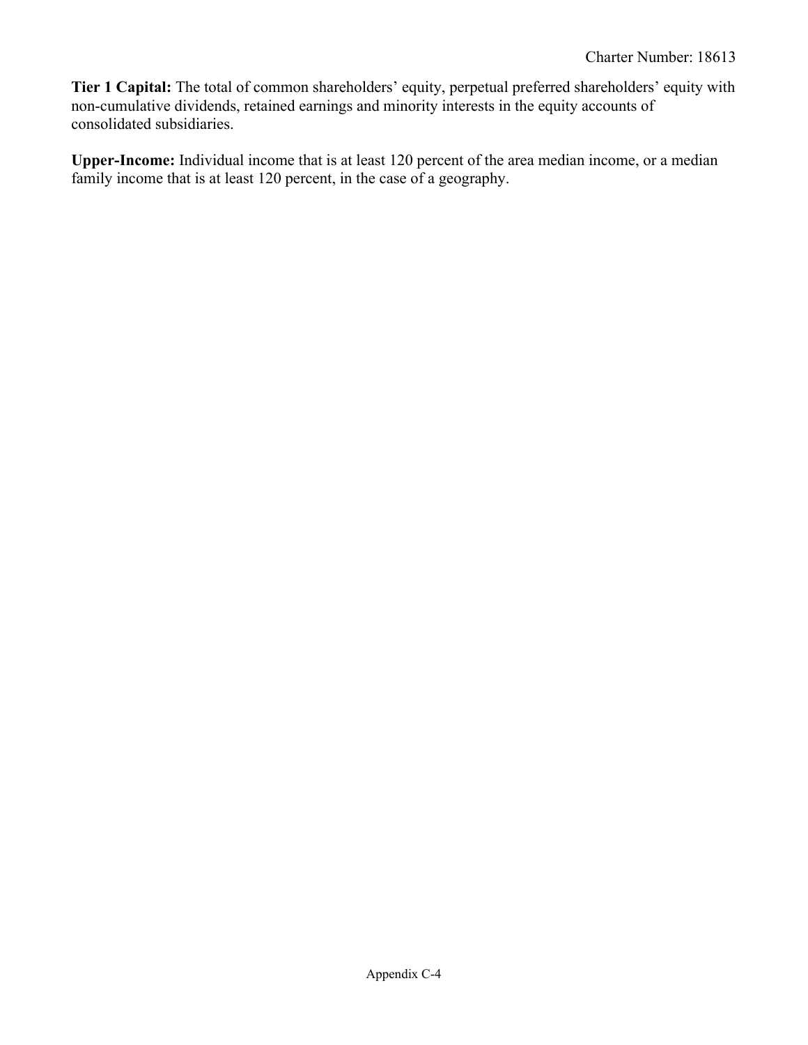**Tier 1 Capital:** The total of common shareholders' equity, perpetual preferred shareholders' equity with non-cumulative dividends, retained earnings and minority interests in the equity accounts of consolidated subsidiaries.

**Upper-Income:** Individual income that is at least 120 percent of the area median income, or a median family income that is at least 120 percent, in the case of a geography.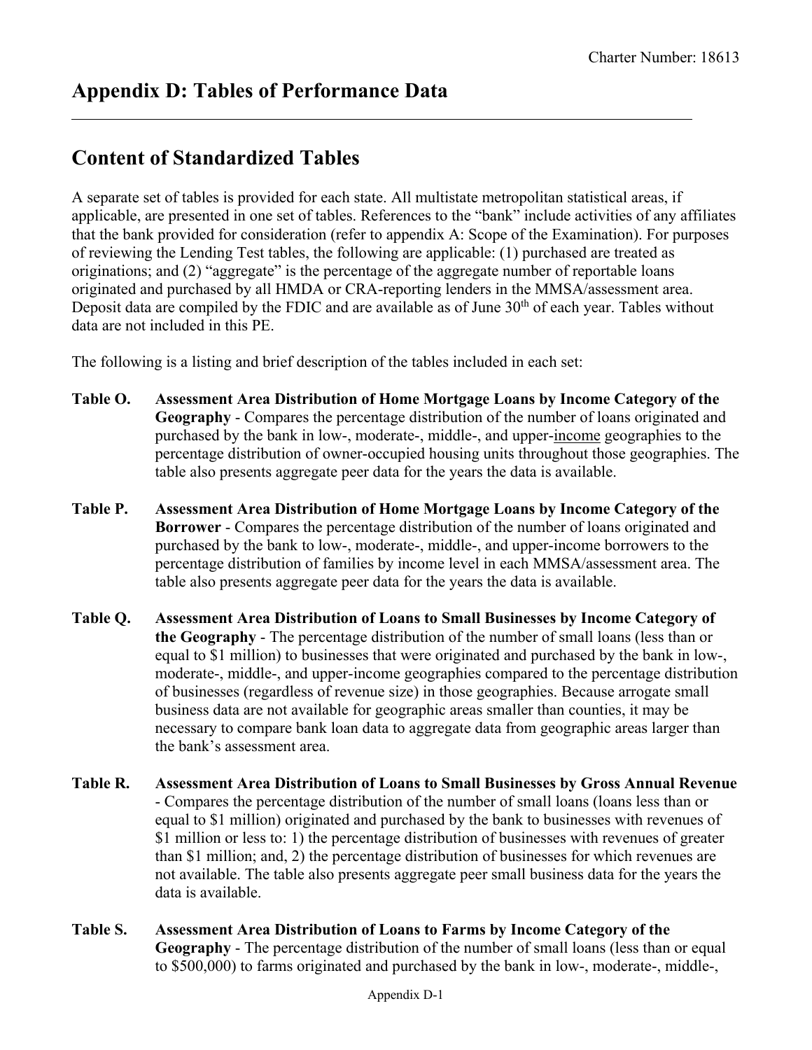# Appendix D: Tables of Performance Data

## Content of Standardized Tables

A separate set of tables is provided for each state. All multistate metropolitan statistical areas, if applicable, are presented in one set of tables. References to the "bank" include activities of any affiliates that the bank provided for consideration (refer to appendix A: Scope of the Examination). For purposes of reviewing the Lending Test tables, the following are applicable: (1) purchased are treated as originations; and (2) "aggregate" is the percentage of the aggregate number of reportable loans originated and purchased by all HMDA or CRA-reporting lenders in the MMSA/assessment area. Deposit data are compiled by the FDIC and are available as of June 30th of each year. Tables without data are not included in this PE.

The following is a listing and brief description of the tables included in each set:

**Table O.** **Assessment Area Distribution of Home Mortgage Loans by Income Category of the Geography** - Compares the percentage distribution of the number of loans originated and purchased by the bank in low-, moderate-, middle-, and upper-income geographies to the percentage distribution of owner-occupied housing units throughout those geographies. The table also presents aggregate peer data for the years the data is available.

**Table P.** **Assessment Area Distribution of Home Mortgage Loans by Income Category of the Borrower** - Compares the percentage distribution of the number of loans originated and purchased by the bank to low-, moderate-, middle-, and upper-income borrowers to the percentage distribution of families by income level in each MMSA/assessment area. The table also presents aggregate peer data for the years the data is available.

**Table Q.** **Assessment Area Distribution of Loans to Small Businesses by Income Category of the Geography** - The percentage distribution of the number of small loans (less than or equal to $1 million) to businesses that were originated and purchased by the bank in low-, moderate-, middle-, and upper-income geographies compared to the percentage distribution of businesses (regardless of revenue size) in those geographies. Because arrogate small business data are not available for geographic areas smaller than counties, it may be necessary to compare bank loan data to aggregate data from geographic areas larger than the bank's assessment area.

**Table R.** **Assessment Area Distribution of Loans to Small Businesses by Gross Annual Revenue** - Compares the percentage distribution of the number of small loans (loans less than or equal to $1 million) originated and purchased by the bank to businesses with revenues of $1 million or less to: 1) the percentage distribution of businesses with revenues of greater than $1 million; and, 2) the percentage distribution of businesses for which revenues are not available. The table also presents aggregate peer small business data for the years the data is available.

**Table S.** **Assessment Area Distribution of Loans to Farms by Income Category of the Geography** - The percentage distribution of the number of small loans (less than or equal to $500,000) to farms originated and purchased by the bank in low-, moderate-, middle-,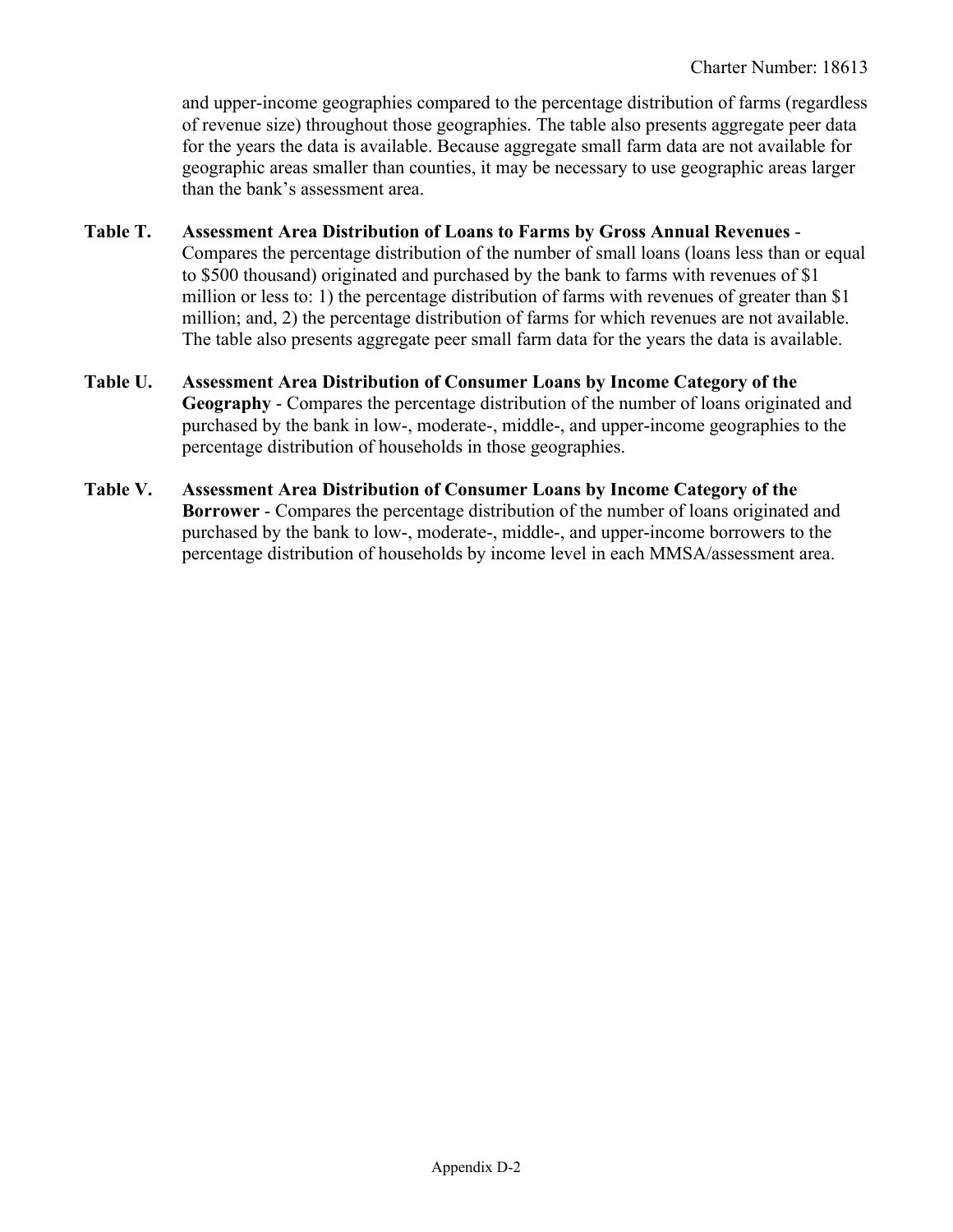and upper-income geographies compared to the percentage distribution of farms (regardless of revenue size) throughout those geographies. The table also presents aggregate peer data for the years the data is available. Because aggregate small farm data are not available for geographic areas smaller than counties, it may be necessary to use geographic areas larger than the bank's assessment area.

**Table T.** **Assessment Area Distribution of Loans to Farms by Gross Annual Revenues** - Compares the percentage distribution of the number of small loans (loans less than or equal to $500 thousand) originated and purchased by the bank to farms with revenues of $1 million or less to: 1) the percentage distribution of farms with revenues of greater than $1 million; and, 2) the percentage distribution of farms for which revenues are not available. The table also presents aggregate peer small farm data for the years the data is available.

**Table U.** **Assessment Area Distribution of Consumer Loans by Income Category of the Geography** - Compares the percentage distribution of the number of loans originated and purchased by the bank in low-, moderate-, middle-, and upper-income geographies to the percentage distribution of households in those geographies.

**Table V.** **Assessment Area Distribution of Consumer Loans by Income Category of the Borrower** - Compares the percentage distribution of the number of loans originated and purchased by the bank to low-, moderate-, middle-, and upper-income borrowers to the percentage distribution of households by income level in each MMSA/assessment area.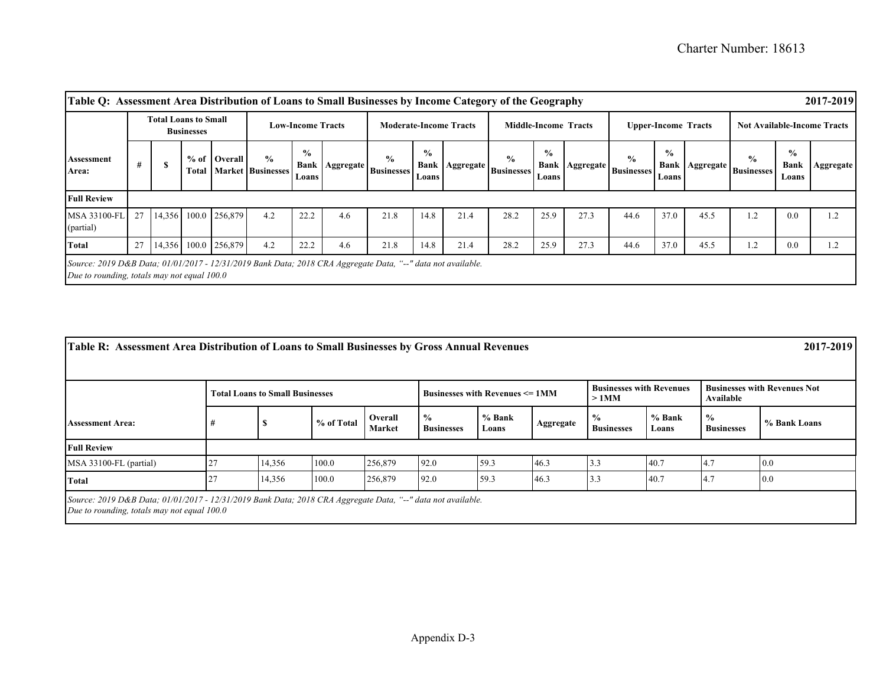| Table Q: Assessment Area Distribution of Loans to Small Businesses by Income Category of the Geography | | | | | | | | | | | | | | | | | | | | | 2017-2019 |
|---|---|---|---|---|---|---|---|---|---|---|---|---|---|---|---|---|---|---|---|---|---|
| | Total Loans to Small Businesses | | | | Low-Income Tracts | | | Moderate-Income Tracts | | | Middle-Income Tracts | | | Upper-Income Tracts | | | Not Available-Income Tracts | | | | |
| Assessment Area: | # | $ | % of Total | Overall Market | % Businesses | % Bank Loans | Aggregate | % Businesses | % Bank Loans | Aggregate | % Businesses | % Bank Loans | Aggregate | % Businesses | % Bank Loans | Aggregate | % Businesses | % Bank Loans | Aggregate | | |
| **Full Review** | | | | | | | | | | | | | | | | | | | | | |
| MSA 33100-FL (partial) | 27 | 14,356 | 100.0 | 256,879 | 4.2 | 22.2 | 4.6 | 21.8 | 14.8 | 21.4 | 28.2 | 25.9 | 27.3 | 44.6 | 37.0 | 45.5 | 1.2 | 0.0 | 1.2 | | |
| **Total** | 27 | 14,356 | 100.0 | 256,879 | 4.2 | 22.2 | 4.6 | 21.8 | 14.8 | 21.4 | 28.2 | 25.9 | 27.3 | 44.6 | 37.0 | 45.5 | 1.2 | 0.0 | 1.2 | | |

*Source: 2019 D&B Data; 01/01/2017 - 12/31/2019 Bank Data; 2018 CRA Aggregate Data, "--" data not available.*
*Due to rounding, totals may not equal 100.0*

| Table R: Assessment Area Distribution of Loans to Small Businesses by Gross Annual Revenues | | | | | | | | | | | 2017-2019 |
|---|---|---|---|---|---|---|---|---|---|---|---|
| | Total Loans to Small Businesses | | | | Businesses with Revenues <= 1MM | | | Businesses with Revenues > 1MM | | Businesses with Revenues Not Available | |
| Assessment Area: | # | $ | % of Total | Overall Market | % Businesses | % Bank Loans | Aggregate | % Businesses | % Bank Loans | % Businesses | % Bank Loans |
| **Full Review** | | | | | | | | | | | |
| MSA 33100-FL (partial) | 27 | 14,356 | 100.0 | 256,879 | 92.0 | 59.3 | 46.3 | 3.3 | 40.7 | 4.7 | 0.0 |
| **Total** | 27 | 14,356 | 100.0 | 256,879 | 92.0 | 59.3 | 46.3 | 3.3 | 40.7 | 4.7 | 0.0 |

*Source: 2019 D&B Data; 01/01/2017 - 12/31/2019 Bank Data; 2018 CRA Aggregate Data, "--" data not available.*
*Due to rounding, totals may not equal 100.0*